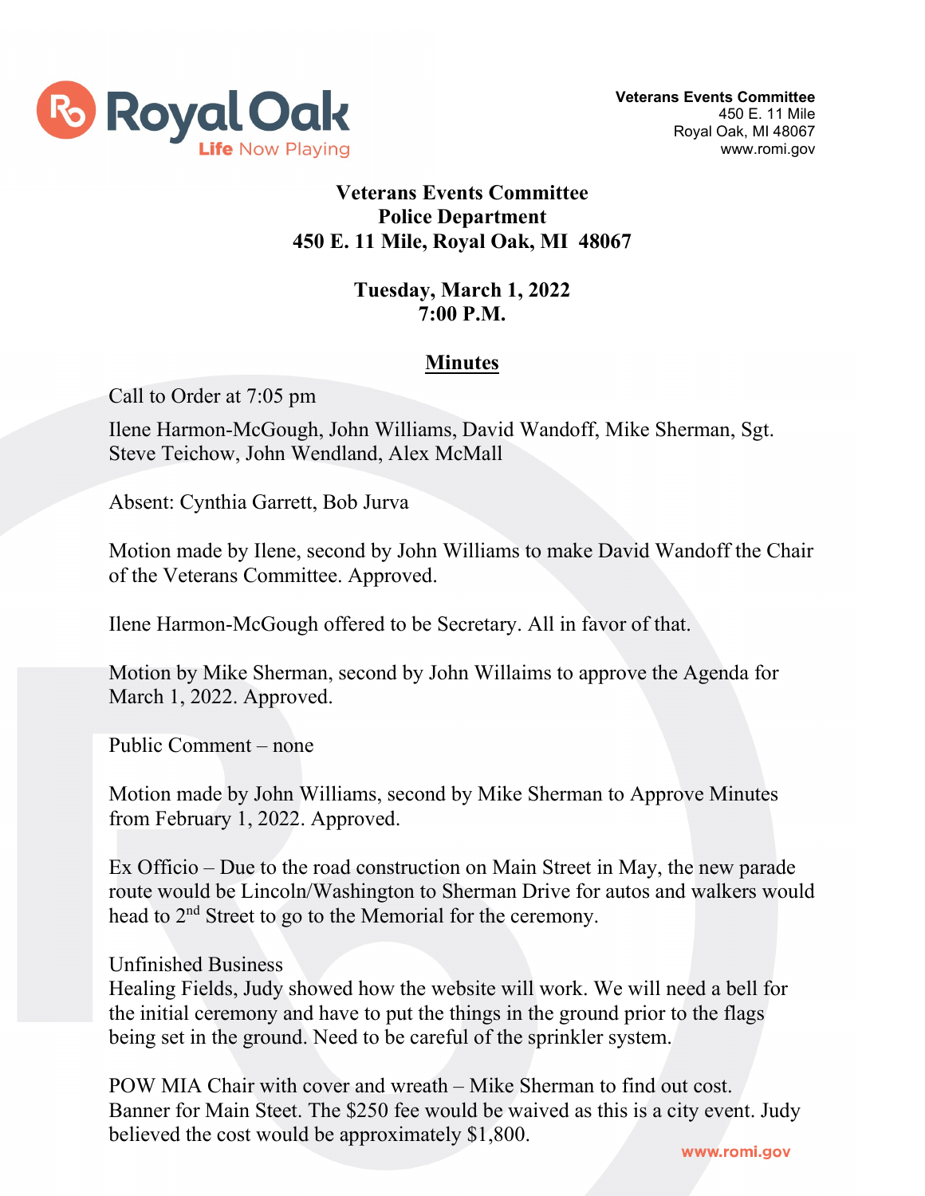**Veterans Events Committee**
450 E. 11 Mile
Royal Oak, MI 48067
www.romi.gov

# Veterans Events Committee
## Police Department
## 450 E. 11 Mile, Royal Oak, MI 48067

**Tuesday, March 1, 2022**
**7:00 P.M.**

## Minutes

Call to Order at 7:05 pm

Ilene Harmon-McGough, John Williams, David Wandoff, Mike Sherman, Sgt. Steve Teichow, John Wendland, Alex McMall

Absent: Cynthia Garrett, Bob Jurva

Motion made by Ilene, second by John Williams to make David Wandoff the Chair of the Veterans Committee. Approved.

Ilene Harmon-McGough offered to be Secretary. All in favor of that.

Motion by Mike Sherman, second by John Willaims to approve the Agenda for March 1, 2022. Approved.

Public Comment – none

Motion made by John Williams, second by Mike Sherman to Approve Minutes from February 1, 2022. Approved.

Ex Officio – Due to the road construction on Main Street in May, the new parade route would be Lincoln/Washington to Sherman Drive for autos and walkers would head to 2nd Street to go to the Memorial for the ceremony.

Unfinished Business
Healing Fields, Judy showed how the website will work. We will need a bell for the initial ceremony and have to put the things in the ground prior to the flags being set in the ground. Need to be careful of the sprinkler system.

POW MIA Chair with cover and wreath – Mike Sherman to find out cost.
Banner for Main Steet. The $250 fee would be waived as this is a city event. Judy believed the cost would be approximately $1,800.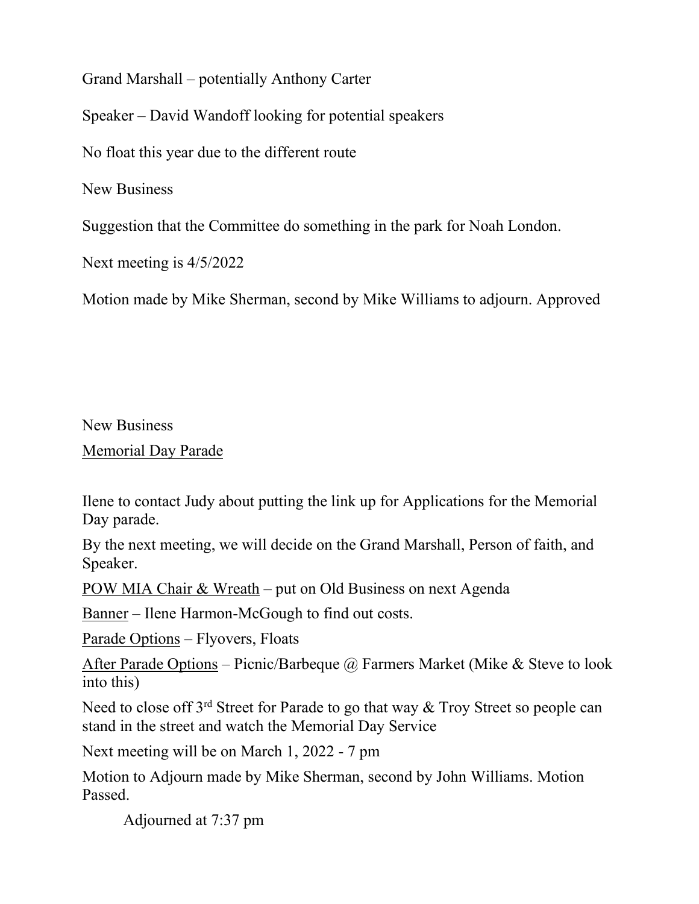Grand Marshall – potentially Anthony Carter

Speaker – David Wandoff looking for potential speakers

No float this year due to the different route

New Business

Suggestion that the Committee do something in the park for Noah London.

Next meeting is 4/5/2022

Motion made by Mike Sherman, second by Mike Williams to adjourn. Approved

New Business

Memorial Day Parade

Ilene to contact Judy about putting the link up for Applications for the Memorial Day parade.

By the next meeting, we will decide on the Grand Marshall, Person of faith, and Speaker.

POW MIA Chair & Wreath – put on Old Business on next Agenda

Banner – Ilene Harmon-McGough to find out costs.

Parade Options – Flyovers, Floats

After Parade Options – Picnic/Barbeque @ Farmers Market (Mike & Steve to look into this)

Need to close off 3rd Street for Parade to go that way & Troy Street so people can stand in the street and watch the Memorial Day Service

Next meeting will be on March 1, 2022 - 7 pm

Motion to Adjourn made by Mike Sherman, second by John Williams. Motion Passed.

Adjourned at 7:37 pm